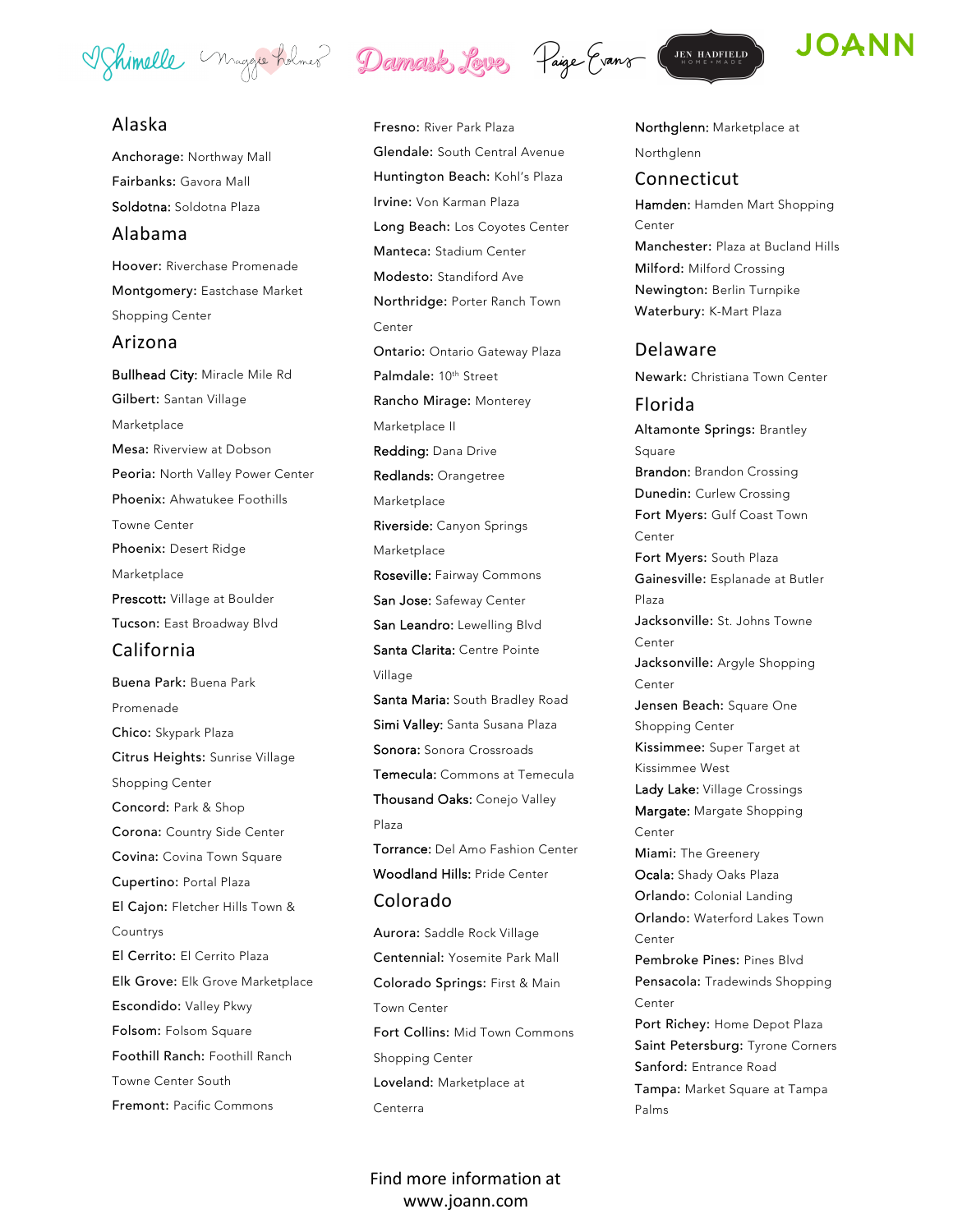Shimelle · Maggie Holmes · Damask Love · Paige Evans · JEN HADFIELD HOME + MADE · JOANN

## Alaska

**Anchorage:** Northway Mall
**Fairbanks:** Gavora Mall
**Soldotna:** Soldotna Plaza

## Alabama

**Hoover:** Riverchase Promenade
**Montgomery:** Eastchase Market Shopping Center

## Arizona

**Bullhead City:** Miracle Mile Rd
**Gilbert:** Santan Village Marketplace
**Mesa:** Riverview at Dobson
**Peoria:** North Valley Power Center
**Phoenix:** Ahwatukee Foothills Towne Center
**Phoenix:** Desert Ridge Marketplace
**Prescott:** Village at Boulder
**Tucson:** East Broadway Blvd

## California

**Buena Park:** Buena Park Promenade
**Chico:** Skypark Plaza
**Citrus Heights:** Sunrise Village Shopping Center
**Concord:** Park & Shop
**Corona:** Country Side Center
**Covina:** Covina Town Square
**Cupertino:** Portal Plaza
**El Cajon:** Fletcher Hills Town & Countrys
**El Cerrito:** El Cerrito Plaza
**Elk Grove:** Elk Grove Marketplace
**Escondido:** Valley Pkwy
**Folsom:** Folsom Square
**Foothill Ranch:** Foothill Ranch Towne Center South
**Fremont:** Pacific Commons
**Fresno:** River Park Plaza
**Glendale:** South Central Avenue
**Huntington Beach:** Kohl's Plaza
**Irvine:** Von Karman Plaza
**Long Beach:** Los Coyotes Center
**Manteca:** Stadium Center
**Modesto:** Standiford Ave
**Northridge:** Porter Ranch Town Center
**Ontario:** Ontario Gateway Plaza
**Palmdale:** 10th Street
**Rancho Mirage:** Monterey Marketplace II
**Redding:** Dana Drive
**Redlands:** Orangetree Marketplace
**Riverside:** Canyon Springs Marketplace
**Roseville:** Fairway Commons
**San Jose:** Safeway Center
**San Leandro:** Lewelling Blvd
**Santa Clarita:** Centre Pointe Village
**Santa Maria:** South Bradley Road
**Simi Valley:** Santa Susana Plaza
**Sonora:** Sonora Crossroads
**Temecula:** Commons at Temecula
**Thousand Oaks:** Conejo Valley Plaza
**Torrance:** Del Amo Fashion Center
**Woodland Hills:** Pride Center

## Colorado

**Aurora:** Saddle Rock Village
**Centennial:** Yosemite Park Mall
**Colorado Springs:** First & Main Town Center
**Fort Collins:** Mid Town Commons Shopping Center
**Loveland:** Marketplace at Centerra
**Northglenn:** Marketplace at Northglenn

## Connecticut

**Hamden:** Hamden Mart Shopping Center
**Manchester:** Plaza at Bucland Hills
**Milford:** Milford Crossing
**Newington:** Berlin Turnpike
**Waterbury:** K-Mart Plaza

## Delaware

**Newark:** Christiana Town Center

## Florida

**Altamonte Springs:** Brantley Square
**Brandon:** Brandon Crossing
**Dunedin:** Curlew Crossing
**Fort Myers:** Gulf Coast Town Center
**Fort Myers:** South Plaza
**Gainesville:** Esplanade at Butler Plaza
**Jacksonville:** St. Johns Towne Center
**Jacksonville:** Argyle Shopping Center
**Jensen Beach:** Square One Shopping Center
**Kissimmee:** Super Target at Kissimmee West
**Lady Lake:** Village Crossings
**Margate:** Margate Shopping Center
**Miami:** The Greenery
**Ocala:** Shady Oaks Plaza
**Orlando:** Colonial Landing
**Orlando:** Waterford Lakes Town Center
**Pembroke Pines:** Pines Blvd
**Pensacola:** Tradewinds Shopping Center
**Port Richey:** Home Depot Plaza
**Saint Petersburg:** Tyrone Corners
**Sanford:** Entrance Road
**Tampa:** Market Square at Tampa Palms

Find more information at
www.joann.com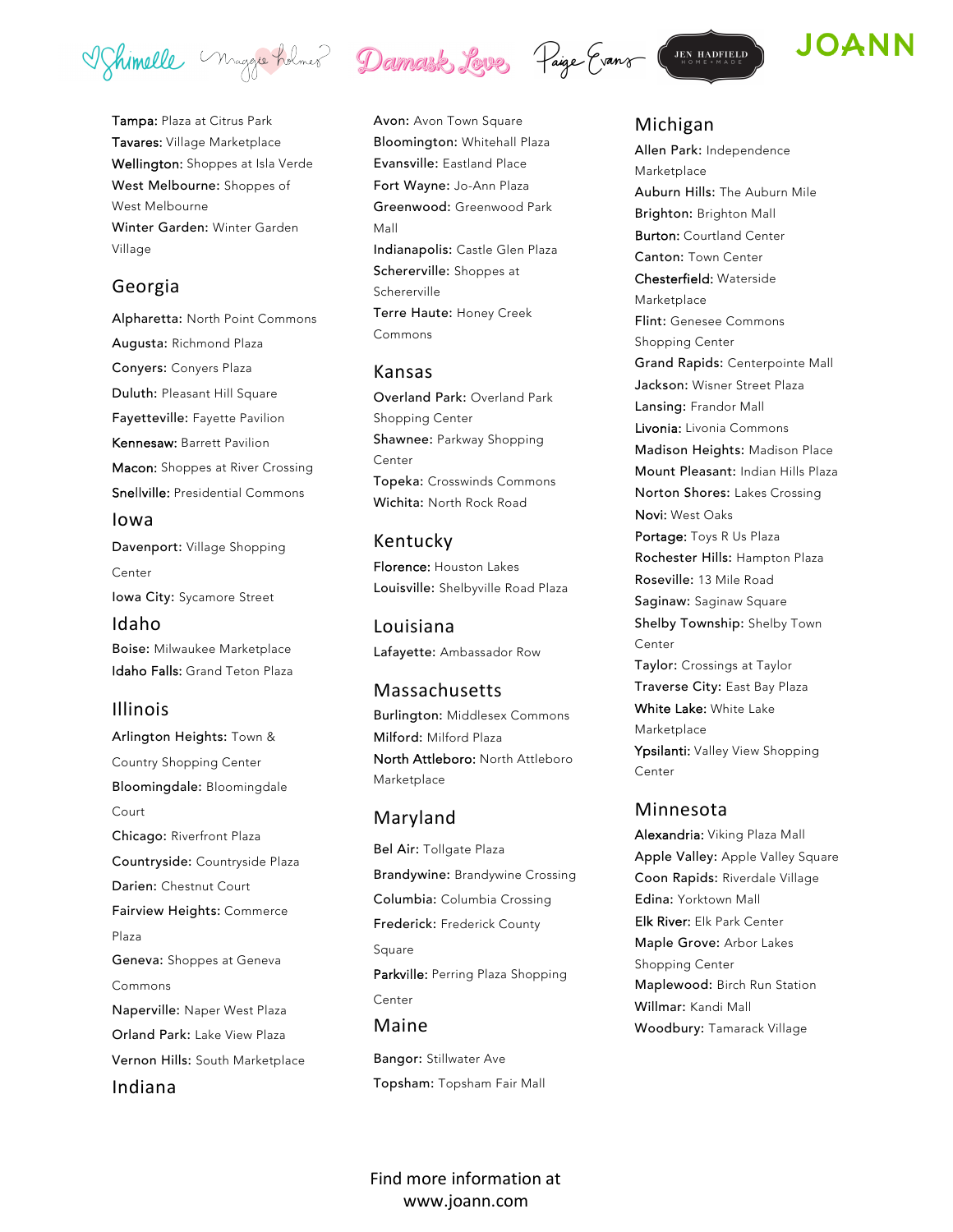Tampa: Plaza at Citrus Park
Tavares: Village Marketplace
Wellington: Shoppes at Isla Verde
West Melbourne: Shoppes of West Melbourne
Winter Garden: Winter Garden Village

## Georgia

Alpharetta: North Point Commons
Augusta: Richmond Plaza
Conyers: Conyers Plaza
Duluth: Pleasant Hill Square
Fayetteville: Fayette Pavilion
Kennesaw: Barrett Pavilion
Macon: Shoppes at River Crossing
Snellville: Presidential Commons

## Iowa

Davenport: Village Shopping Center
Iowa City: Sycamore Street

## Idaho

Boise: Milwaukee Marketplace
Idaho Falls: Grand Teton Plaza

## Illinois

Arlington Heights: Town & Country Shopping Center
Bloomingdale: Bloomingdale Court
Chicago: Riverfront Plaza
Countryside: Countryside Plaza
Darien: Chestnut Court
Fairview Heights: Commerce Plaza
Geneva: Shoppes at Geneva Commons
Naperville: Naper West Plaza
Orland Park: Lake View Plaza
Vernon Hills: South Marketplace

## Indiana

Avon: Avon Town Square
Bloomington: Whitehall Plaza
Evansville: Eastland Place
Fort Wayne: Jo-Ann Plaza
Greenwood: Greenwood Park Mall
Indianapolis: Castle Glen Plaza
Schererville: Shoppes at Schererville
Terre Haute: Honey Creek Commons

## Kansas

Overland Park: Overland Park Shopping Center
Shawnee: Parkway Shopping Center
Topeka: Crosswinds Commons
Wichita: North Rock Road

## Kentucky

Florence: Houston Lakes
Louisville: Shelbyville Road Plaza

## Louisiana

Lafayette: Ambassador Row

## Massachusetts

Burlington: Middlesex Commons
Milford: Milford Plaza
North Attleboro: North Attleboro Marketplace

## Maryland

Bel Air: Tollgate Plaza
Brandywine: Brandywine Crossing
Columbia: Columbia Crossing
Frederick: Frederick County Square
Parkville: Perring Plaza Shopping Center

## Maine

Bangor: Stillwater Ave
Topsham: Topsham Fair Mall

## Michigan

Allen Park: Independence Marketplace
Auburn Hills: The Auburn Mile
Brighton: Brighton Mall
Burton: Courtland Center
Canton: Town Center
Chesterfield: Waterside Marketplace
Flint: Genesee Commons Shopping Center
Grand Rapids: Centerpointe Mall
Jackson: Wisner Street Plaza
Lansing: Frandor Mall
Livonia: Livonia Commons
Madison Heights: Madison Place
Mount Pleasant: Indian Hills Plaza
Norton Shores: Lakes Crossing
Novi: West Oaks
Portage: Toys R Us Plaza
Rochester Hills: Hampton Plaza
Roseville: 13 Mile Road
Saginaw: Saginaw Square
Shelby Township: Shelby Town Center
Taylor: Crossings at Taylor
Traverse City: East Bay Plaza
White Lake: White Lake Marketplace
Ypsilanti: Valley View Shopping Center

## Minnesota

Alexandria: Viking Plaza Mall
Apple Valley: Apple Valley Square
Coon Rapids: Riverdale Village
Edina: Yorktown Mall
Elk River: Elk Park Center
Maple Grove: Arbor Lakes Shopping Center
Maplewood: Birch Run Station
Willmar: Kandi Mall
Woodbury: Tamarack Village

Find more information at www.joann.com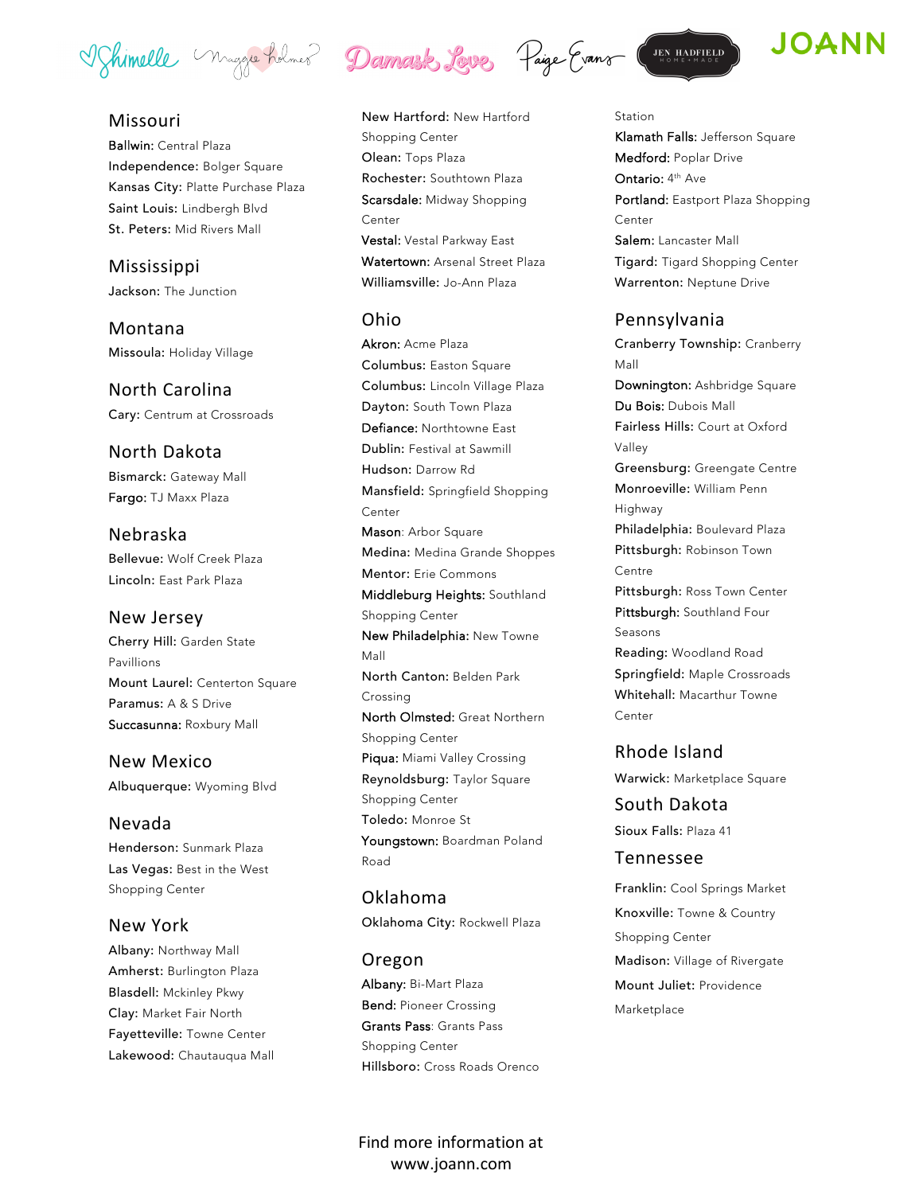Shimelle · Maggie Holmes · Damask Love · Paige Evans · JEN HADFIELD HOME+MADE · JOANN

## Missouri

**Ballwin:** Central Plaza
**Independence:** Bolger Square
**Kansas City:** Platte Purchase Plaza
**Saint Louis:** Lindbergh Blvd
**St. Peters:** Mid Rivers Mall

## Mississippi

**Jackson:** The Junction

## Montana

**Missoula:** Holiday Village

## North Carolina

**Cary:** Centrum at Crossroads

## North Dakota

**Bismarck:** Gateway Mall
**Fargo:** TJ Maxx Plaza

## Nebraska

**Bellevue:** Wolf Creek Plaza
**Lincoln:** East Park Plaza

## New Jersey

**Cherry Hill:** Garden State Pavillions
**Mount Laurel:** Centerton Square
**Paramus:** A & S Drive
**Succasunna:** Roxbury Mall

## New Mexico

**Albuquerque:** Wyoming Blvd

## Nevada

**Henderson:** Sunmark Plaza
**Las Vegas:** Best in the West Shopping Center

## New York

**Albany:** Northway Mall
**Amherst:** Burlington Plaza
**Blasdell:** Mckinley Pkwy
**Clay:** Market Fair North
**Fayetteville:** Towne Center
**Lakewood:** Chautauqua Mall
**New Hartford:** New Hartford Shopping Center
**Olean:** Tops Plaza
**Rochester:** Southtown Plaza
**Scarsdale:** Midway Shopping Center
**Vestal:** Vestal Parkway East
**Watertown:** Arsenal Street Plaza
**Williamsville:** Jo-Ann Plaza

## Ohio

**Akron:** Acme Plaza
**Columbus:** Easton Square
**Columbus:** Lincoln Village Plaza
**Dayton:** South Town Plaza
**Defiance:** Northtowne East
**Dublin:** Festival at Sawmill
**Hudson:** Darrow Rd
**Mansfield:** Springfield Shopping Center
**Mason**: Arbor Square
**Medina:** Medina Grande Shoppes
**Mentor:** Erie Commons
**Middleburg Heights:** Southland Shopping Center
**New Philadelphia:** New Towne Mall
**North Canton:** Belden Park Crossing
**North Olmsted:** Great Northern Shopping Center
**Piqua:** Miami Valley Crossing
**Reynoldsburg:** Taylor Square Shopping Center
**Toledo:** Monroe St
**Youngstown:** Boardman Poland Road

## Oklahoma

**Oklahoma City:** Rockwell Plaza

## Oregon

**Albany:** Bi-Mart Plaza
**Bend:** Pioneer Crossing
**Grants Pass**: Grants Pass Shopping Center
**Hillsboro:** Cross Roads Orenco Station
**Klamath Falls:** Jefferson Square
**Medford:** Poplar Drive
**Ontario:** 4th Ave
**Portland:** Eastport Plaza Shopping Center
**Salem:** Lancaster Mall
**Tigard:** Tigard Shopping Center
**Warrenton:** Neptune Drive

## Pennsylvania

**Cranberry Township:** Cranberry Mall
**Downington:** Ashbridge Square
**Du Bois:** Dubois Mall
**Fairless Hills:** Court at Oxford Valley
**Greensburg:** Greengate Centre
**Monroeville:** William Penn Highway
**Philadelphia:** Boulevard Plaza
**Pittsburgh:** Robinson Town Centre
**Pittsburgh:** Ross Town Center
**Pittsburgh:** Southland Four Seasons
**Reading:** Woodland Road
**Springfield:** Maple Crossroads
**Whitehall:** Macarthur Towne Center

## Rhode Island

**Warwick:** Marketplace Square

## South Dakota

**Sioux Falls:** Plaza 41

## Tennessee

**Franklin:** Cool Springs Market
**Knoxville:** Towne & Country Shopping Center
**Madison:** Village of Rivergate
**Mount Juliet:** Providence Marketplace

Find more information at www.joann.com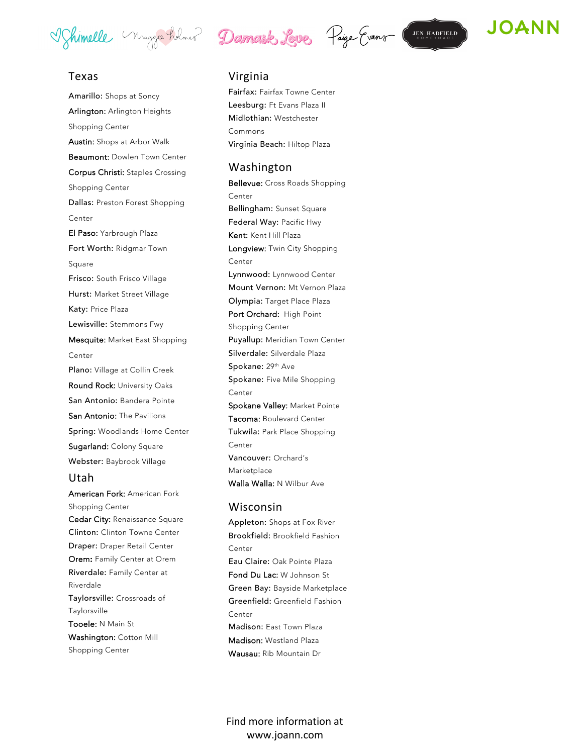## Texas

**Amarillo:** Shops at Soncy
**Arlington:** Arlington Heights Shopping Center
**Austin:** Shops at Arbor Walk
**Beaumont:** Dowlen Town Center
**Corpus Christi:** Staples Crossing Shopping Center
**Dallas:** Preston Forest Shopping Center
**El Paso:** Yarbrough Plaza
**Fort Worth:** Ridgmar Town Square
**Frisco:** South Frisco Village
**Hurst:** Market Street Village
**Katy:** Price Plaza
**Lewisville:** Stemmons Fwy
**Mesquite:** Market East Shopping Center
**Plano:** Village at Collin Creek
**Round Rock:** University Oaks
**San Antonio:** Bandera Pointe
**San Antonio:** The Pavilions
**Spring:** Woodlands Home Center
**Sugarland:** Colony Square
**Webster:** Baybrook Village

## Utah

**American Fork:** American Fork Shopping Center
**Cedar City:** Renaissance Square
**Clinton:** Clinton Towne Center
**Draper:** Draper Retail Center
**Orem:** Family Center at Orem
**Riverdale:** Family Center at Riverdale
**Taylorsville:** Crossroads of Taylorsville
**Tooele:** N Main St
**Washington:** Cotton Mill Shopping Center

## Virginia

**Fairfax:** Fairfax Towne Center
**Leesburg:** Ft Evans Plaza II
**Midlothian:** Westchester Commons
**Virginia Beach:** Hiltop Plaza

## Washington

**Bellevue:** Cross Roads Shopping Center
**Bellingham:** Sunset Square
**Federal Way:** Pacific Hwy
**Kent:** Kent Hill Plaza
**Longview:** Twin City Shopping Center
**Lynnwood:** Lynnwood Center
**Mount Vernon:** Mt Vernon Plaza
**Olympia:** Target Place Plaza
**Port Orchard:** High Point Shopping Center
**Puyallup:** Meridian Town Center
**Silverdale:** Silverdale Plaza
**Spokane:** 29th Ave
**Spokane:** Five Mile Shopping Center
**Spokane Valley:** Market Pointe
**Tacoma:** Boulevard Center
**Tukwila:** Park Place Shopping Center
**Vancouver:** Orchard's Marketplace
**Walla Walla:** N Wilbur Ave

## Wisconsin

**Appleton:** Shops at Fox River
**Brookfield:** Brookfield Fashion Center
**Eau Claire:** Oak Pointe Plaza
**Fond Du Lac:** W Johnson St
**Green Bay:** Bayside Marketplace
**Greenfield:** Greenfield Fashion Center
**Madison:** East Town Plaza
**Madison:** Westland Plaza
**Wausau:** Rib Mountain Dr

Find more information at www.joann.com